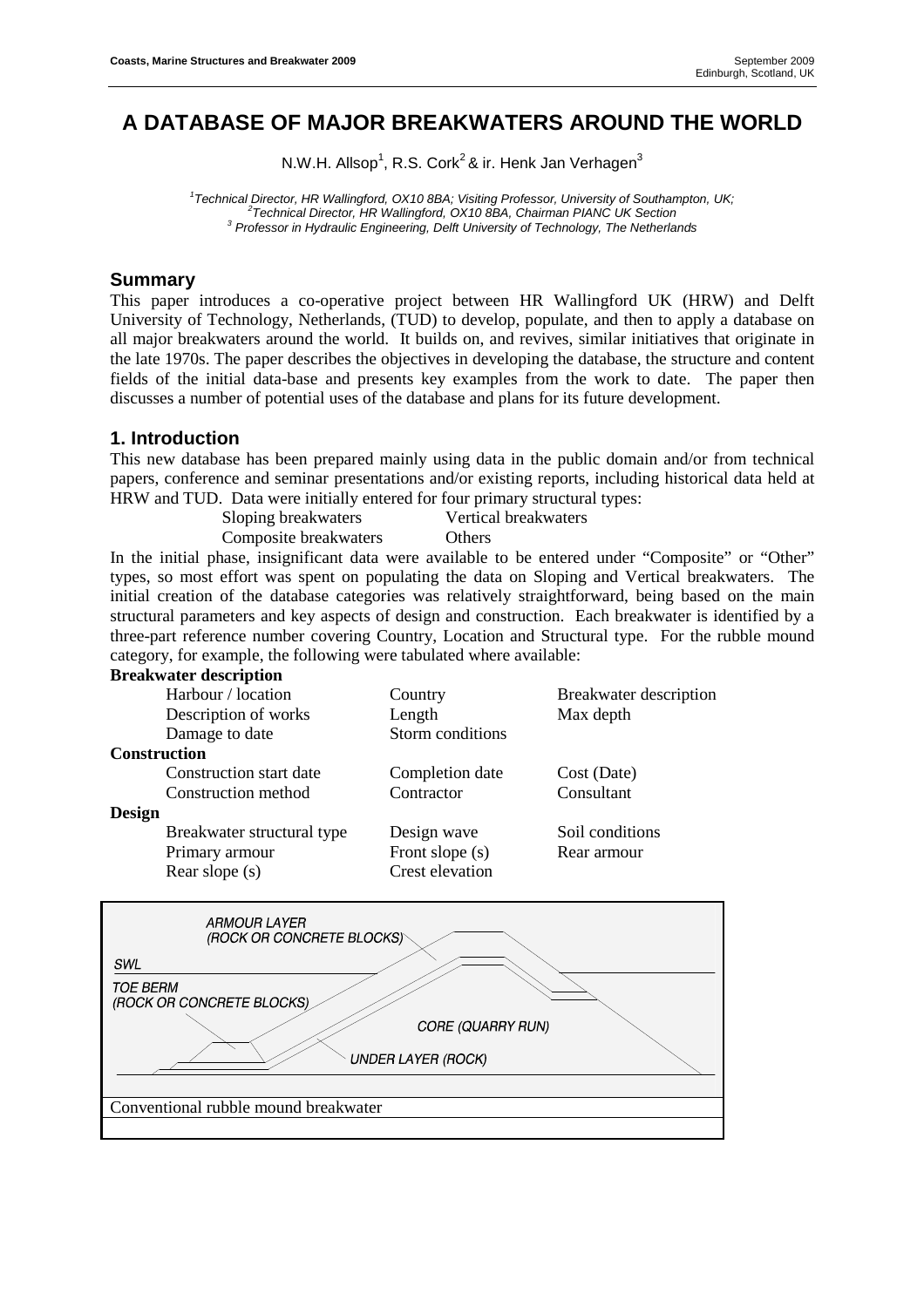# A DATABASE OF MAJOR BREAKWATERS AROUND THE WORLD

N.W.H. Allsop[1], R.S. Cork[2] & ir. Henk Jan Verhagen[3]

[1]Technical Director, HR Wallingford, OX10 8BA; Visiting Professor, University of Southampton, UK;
[2]Technical Director, HR Wallingford, OX10 8BA, Chairman PIANC UK Section
[3] Professor in Hydraulic Engineering, Delft University of Technology, The Netherlands

## Summary

This paper introduces a co-operative project between HR Wallingford UK (HRW) and Delft University of Technology, Netherlands, (TUD) to develop, populate, and then to apply a database on all major breakwaters around the world. It builds on, and revives, similar initiatives that originate in the late 1970s. The paper describes the objectives in developing the database, the structure and content fields of the initial data-base and presents key examples from the work to date. The paper then discusses a number of potential uses of the database and plans for its future development.

## 1. Introduction

This new database has been prepared mainly using data in the public domain and/or from technical papers, conference and seminar presentations and/or existing reports, including historical data held at HRW and TUD. Data were initially entered for four primary structural types:

| | |
|---|---|
| Sloping breakwaters | Vertical breakwaters |
| Composite breakwaters | Others |

In the initial phase, insignificant data were available to be entered under "Composite" or "Other" types, so most effort was spent on populating the data on Sloping and Vertical breakwaters. The initial creation of the database categories was relatively straightforward, being based on the main structural parameters and key aspects of design and construction. Each breakwater is identified by a three-part reference number covering Country, Location and Structural type. For the rubble mound category, for example, the following were tabulated where available:

**Breakwater description**

| | | |
|---|---|---|
| Harbour / location | Country | Breakwater description |
| Description of works | Length | Max depth |
| Damage to date | Storm conditions | |

**Construction**

| | | |
|---|---|---|
| Construction start date | Completion date | Cost (Date) |
| Construction method | Contractor | Consultant |

**Design**

| | | |
|---|---|---|
| Breakwater structural type | Design wave | Soil conditions |
| Primary armour | Front slope (s) | Rear armour |
| Rear slope (s) | Crest elevation | |

ARMOUR LAYER
(ROCK OR CONCRETE BLOCKS)
SWL
TOE BERM
(ROCK OR CONCRETE BLOCKS)
CORE (QUARRY RUN)
UNDER LAYER (ROCK)

Conventional rubble mound breakwater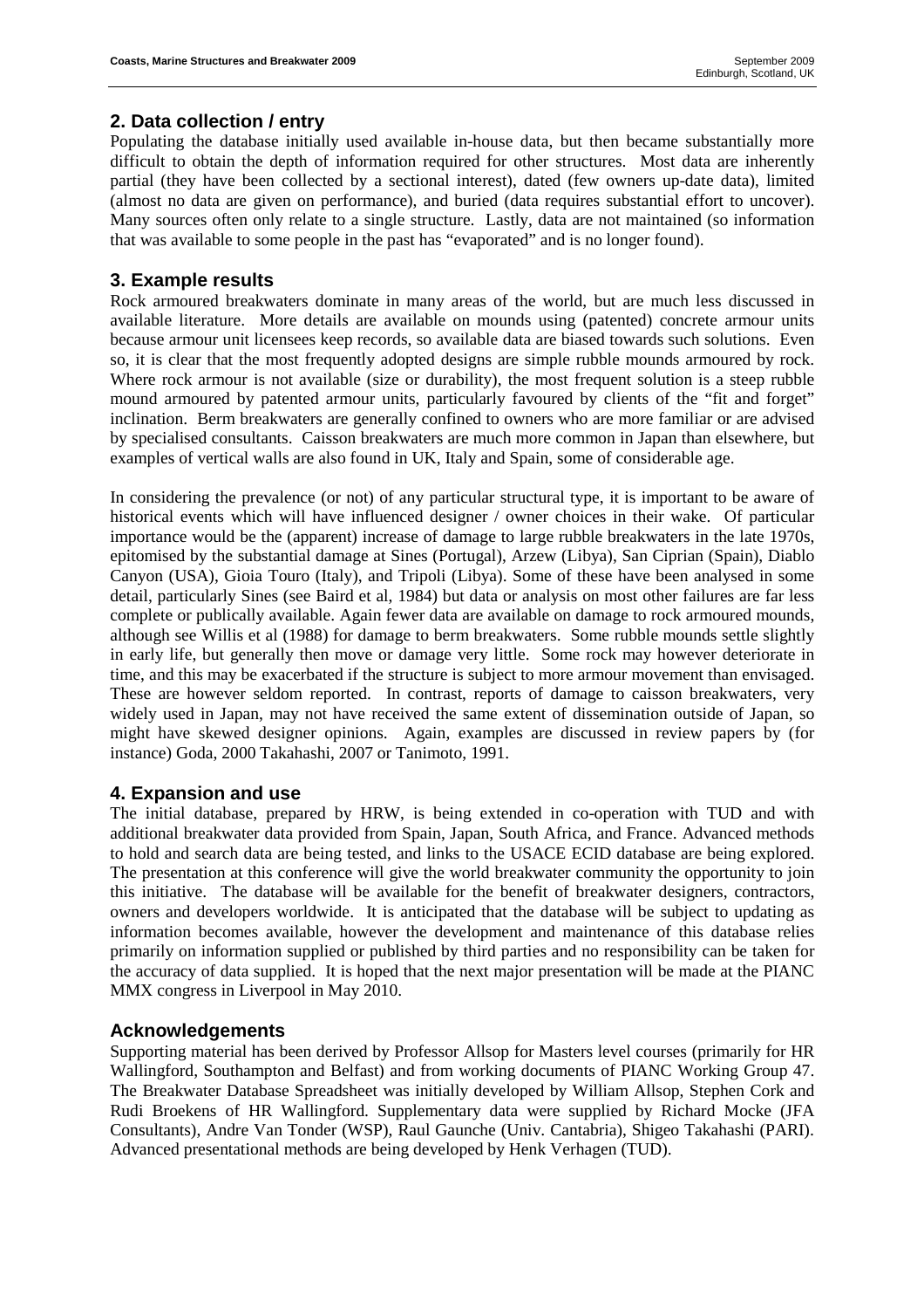## 2. Data collection / entry

Populating the database initially used available in-house data, but then became substantially more difficult to obtain the depth of information required for other structures. Most data are inherently partial (they have been collected by a sectional interest), dated (few owners up-date data), limited (almost no data are given on performance), and buried (data requires substantial effort to uncover). Many sources often only relate to a single structure. Lastly, data are not maintained (so information that was available to some people in the past has "evaporated" and is no longer found).

## 3. Example results

Rock armoured breakwaters dominate in many areas of the world, but are much less discussed in available literature. More details are available on mounds using (patented) concrete armour units because armour unit licensees keep records, so available data are biased towards such solutions. Even so, it is clear that the most frequently adopted designs are simple rubble mounds armoured by rock. Where rock armour is not available (size or durability), the most frequent solution is a steep rubble mound armoured by patented armour units, particularly favoured by clients of the "fit and forget" inclination. Berm breakwaters are generally confined to owners who are more familiar or are advised by specialised consultants. Caisson breakwaters are much more common in Japan than elsewhere, but examples of vertical walls are also found in UK, Italy and Spain, some of considerable age.

In considering the prevalence (or not) of any particular structural type, it is important to be aware of historical events which will have influenced designer / owner choices in their wake. Of particular importance would be the (apparent) increase of damage to large rubble breakwaters in the late 1970s, epitomised by the substantial damage at Sines (Portugal), Arzew (Libya), San Ciprian (Spain), Diablo Canyon (USA), Gioia Touro (Italy), and Tripoli (Libya). Some of these have been analysed in some detail, particularly Sines (see Baird et al, 1984) but data or analysis on most other failures are far less complete or publically available. Again fewer data are available on damage to rock armoured mounds, although see Willis et al (1988) for damage to berm breakwaters. Some rubble mounds settle slightly in early life, but generally then move or damage very little. Some rock may however deteriorate in time, and this may be exacerbated if the structure is subject to more armour movement than envisaged. These are however seldom reported. In contrast, reports of damage to caisson breakwaters, very widely used in Japan, may not have received the same extent of dissemination outside of Japan, so might have skewed designer opinions. Again, examples are discussed in review papers by (for instance) Goda, 2000 Takahashi, 2007 or Tanimoto, 1991.

## 4. Expansion and use

The initial database, prepared by HRW, is being extended in co-operation with TUD and with additional breakwater data provided from Spain, Japan, South Africa, and France. Advanced methods to hold and search data are being tested, and links to the USACE ECID database are being explored. The presentation at this conference will give the world breakwater community the opportunity to join this initiative. The database will be available for the benefit of breakwater designers, contractors, owners and developers worldwide. It is anticipated that the database will be subject to updating as information becomes available, however the development and maintenance of this database relies primarily on information supplied or published by third parties and no responsibility can be taken for the accuracy of data supplied. It is hoped that the next major presentation will be made at the PIANC MMX congress in Liverpool in May 2010.

## Acknowledgements

Supporting material has been derived by Professor Allsop for Masters level courses (primarily for HR Wallingford, Southampton and Belfast) and from working documents of PIANC Working Group 47. The Breakwater Database Spreadsheet was initially developed by William Allsop, Stephen Cork and Rudi Broekens of HR Wallingford. Supplementary data were supplied by Richard Mocke (JFA Consultants), Andre Van Tonder (WSP), Raul Gaunche (Univ. Cantabria), Shigeo Takahashi (PARI). Advanced presentational methods are being developed by Henk Verhagen (TUD).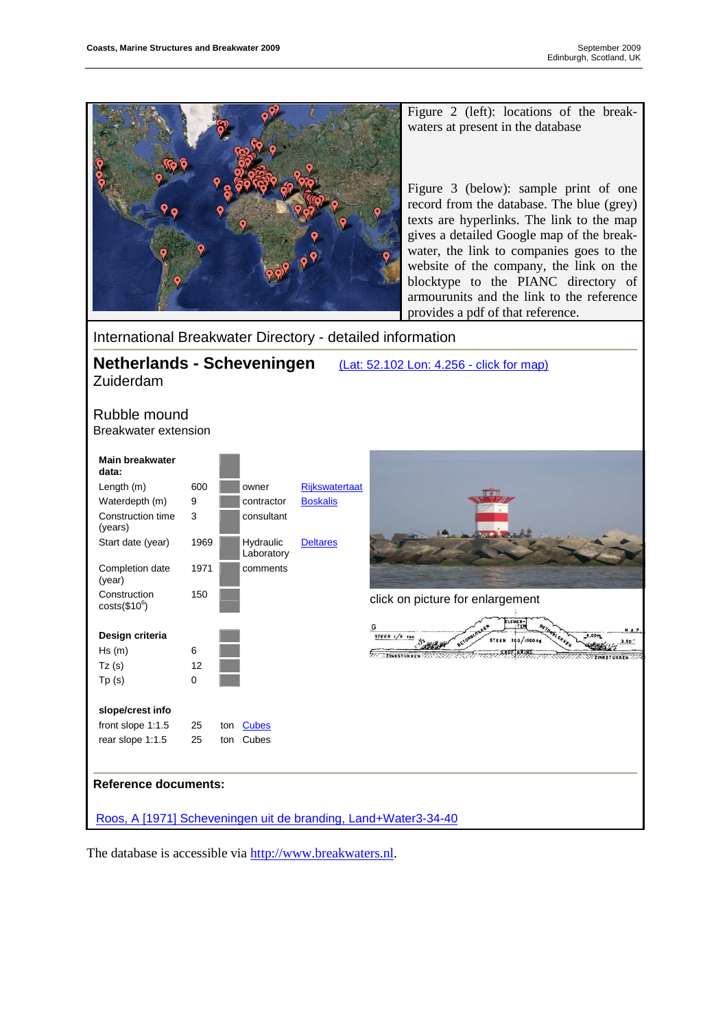Figure 2 (left): locations of the break-waters at present in the database

Figure 3 (below): sample print of one record from the database. The blue (grey) texts are hyperlinks. The link to the map gives a detailed Google map of the break-water, the link to companies goes to the website of the company, the link on the blocktype to the PIANC directory of armourunits and the link to the reference provides a pdf of that reference.

International Breakwater Directory - detailed information

## Netherlands - Scheveningen

(Lat: 52.102 Lon: 4.256 - click for map)

Zuiderdam

Rubble mound

Breakwater extension

| | | | |
|---|---|---|---|
| **Main breakwater data:** | | | |
| Length (m) | 600 | owner | Rijkswatertaat |
| Waterdepth (m) | 9 | contractor | Boskalis |
| Construction time (years) | 3 | consultant | |
| Start date (year) | 1969 | Hydraulic Laboratory | Deltares |
| Completion date (year) | 1971 | comments | |
| Construction costs($10^6$) | 150 | | |

click on picture for enlargement

| | |
|---|---|
| **Design criteria** | |
| Hs (m) | 6 |
| Tz (s) | 12 |
| Tp (s) | 0 |

| | | | |
|---|---|---|---|
| **slope/crest info** | | | |
| front slope 1:1.5 | 25 | ton | Cubes |
| rear slope 1:1.5 | 25 | ton | Cubes |

**Reference documents:**

Roos, A [1971] Scheveningen uit de branding, Land+Water3-34-40

The database is accessible via http://www.breakwaters.nl.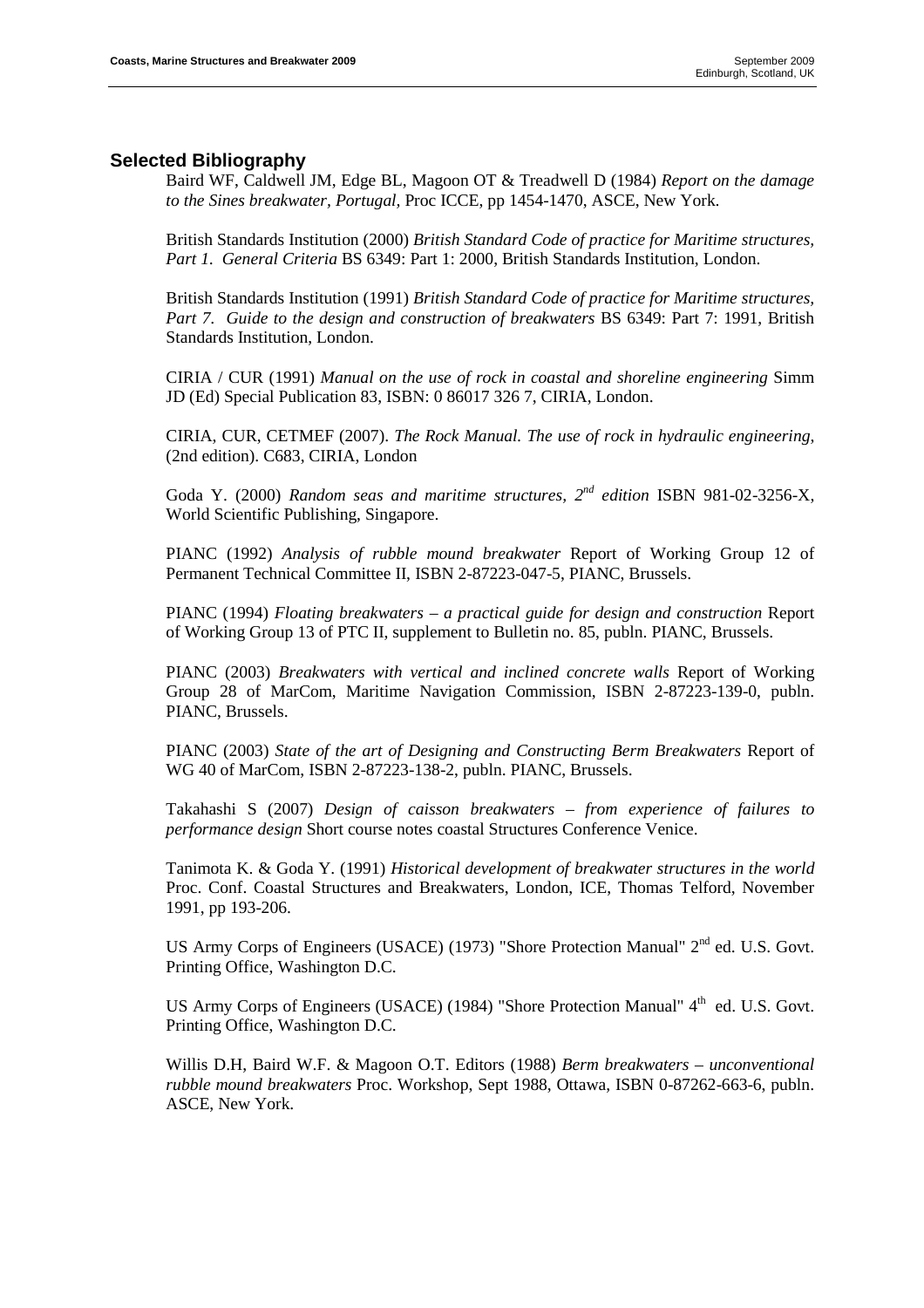## Selected Bibliography

Baird WF, Caldwell JM, Edge BL, Magoon OT & Treadwell D (1984) *Report on the damage to the Sines breakwater, Portugal*, Proc ICCE, pp 1454-1470, ASCE, New York.

British Standards Institution (2000) *British Standard Code of practice for Maritime structures, Part 1. General Criteria* BS 6349: Part 1: 2000, British Standards Institution, London.

British Standards Institution (1991) *British Standard Code of practice for Maritime structures, Part 7. Guide to the design and construction of breakwaters* BS 6349: Part 7: 1991, British Standards Institution, London.

CIRIA / CUR (1991) *Manual on the use of rock in coastal and shoreline engineering* Simm JD (Ed) Special Publication 83, ISBN: 0 86017 326 7, CIRIA, London.

CIRIA, CUR, CETMEF (2007). *The Rock Manual. The use of rock in hydraulic engineering*, (2nd edition). C683, CIRIA, London

Goda Y. (2000) *Random seas and maritime structures, 2nd edition* ISBN 981-02-3256-X, World Scientific Publishing, Singapore.

PIANC (1992) *Analysis of rubble mound breakwater* Report of Working Group 12 of Permanent Technical Committee II, ISBN 2-87223-047-5, PIANC, Brussels.

PIANC (1994) *Floating breakwaters – a practical guide for design and construction* Report of Working Group 13 of PTC II, supplement to Bulletin no. 85, publn. PIANC, Brussels.

PIANC (2003) *Breakwaters with vertical and inclined concrete walls* Report of Working Group 28 of MarCom, Maritime Navigation Commission, ISBN 2-87223-139-0, publn. PIANC, Brussels.

PIANC (2003) *State of the art of Designing and Constructing Berm Breakwaters* Report of WG 40 of MarCom, ISBN 2-87223-138-2, publn. PIANC, Brussels.

Takahashi S (2007) *Design of caisson breakwaters – from experience of failures to performance design* Short course notes coastal Structures Conference Venice.

Tanimota K. & Goda Y. (1991) *Historical development of breakwater structures in the world* Proc. Conf. Coastal Structures and Breakwaters, London, ICE, Thomas Telford, November 1991, pp 193-206.

US Army Corps of Engineers (USACE) (1973) "Shore Protection Manual" 2nd ed. U.S. Govt. Printing Office, Washington D.C.

US Army Corps of Engineers (USACE) (1984) "Shore Protection Manual" 4th ed. U.S. Govt. Printing Office, Washington D.C.

Willis D.H, Baird W.F. & Magoon O.T. Editors (1988) *Berm breakwaters – unconventional rubble mound breakwaters* Proc. Workshop, Sept 1988, Ottawa, ISBN 0-87262-663-6, publn. ASCE, New York.